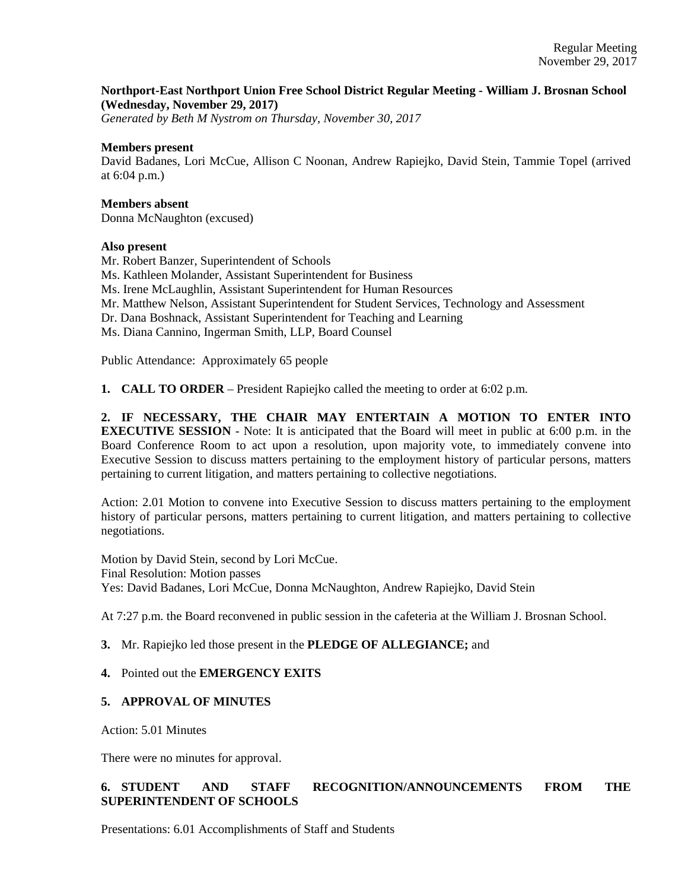**Northport-East Northport Union Free School District Regular Meeting - William J. Brosnan School (Wednesday, November 29, 2017)**
*Generated by Beth M Nystrom on Thursday, November 30, 2017*

**Members present**
David Badanes, Lori McCue, Allison C Noonan, Andrew Rapiejko, David Stein, Tammie Topel (arrived at 6:04 p.m.)

**Members absent**
Donna McNaughton (excused)

**Also present**
Mr. Robert Banzer, Superintendent of Schools
Ms. Kathleen Molander, Assistant Superintendent for Business
Ms. Irene McLaughlin, Assistant Superintendent for Human Resources
Mr. Matthew Nelson, Assistant Superintendent for Student Services, Technology and Assessment
Dr. Dana Boshnack, Assistant Superintendent for Teaching and Learning
Ms. Diana Cannino, Ingerman Smith, LLP, Board Counsel

Public Attendance: Approximately 65 people

**1. CALL TO ORDER** – President Rapiejko called the meeting to order at 6:02 p.m.

**2. IF NECESSARY, THE CHAIR MAY ENTERTAIN A MOTION TO ENTER INTO EXECUTIVE SESSION** - Note: It is anticipated that the Board will meet in public at 6:00 p.m. in the Board Conference Room to act upon a resolution, upon majority vote, to immediately convene into Executive Session to discuss matters pertaining to the employment history of particular persons, matters pertaining to current litigation, and matters pertaining to collective negotiations.

Action: 2.01 Motion to convene into Executive Session to discuss matters pertaining to the employment history of particular persons, matters pertaining to current litigation, and matters pertaining to collective negotiations.

Motion by David Stein, second by Lori McCue.
Final Resolution: Motion passes
Yes: David Badanes, Lori McCue, Donna McNaughton, Andrew Rapiejko, David Stein

At 7:27 p.m. the Board reconvened in public session in the cafeteria at the William J. Brosnan School.

**3.** Mr. Rapiejko led those present in the **PLEDGE OF ALLEGIANCE;** and

**4.** Pointed out the **EMERGENCY EXITS**

**5. APPROVAL OF MINUTES**

Action: 5.01 Minutes

There were no minutes for approval.

**6. STUDENT AND STAFF RECOGNITION/ANNOUNCEMENTS FROM THE SUPERINTENDENT OF SCHOOLS**

Presentations: 6.01 Accomplishments of Staff and Students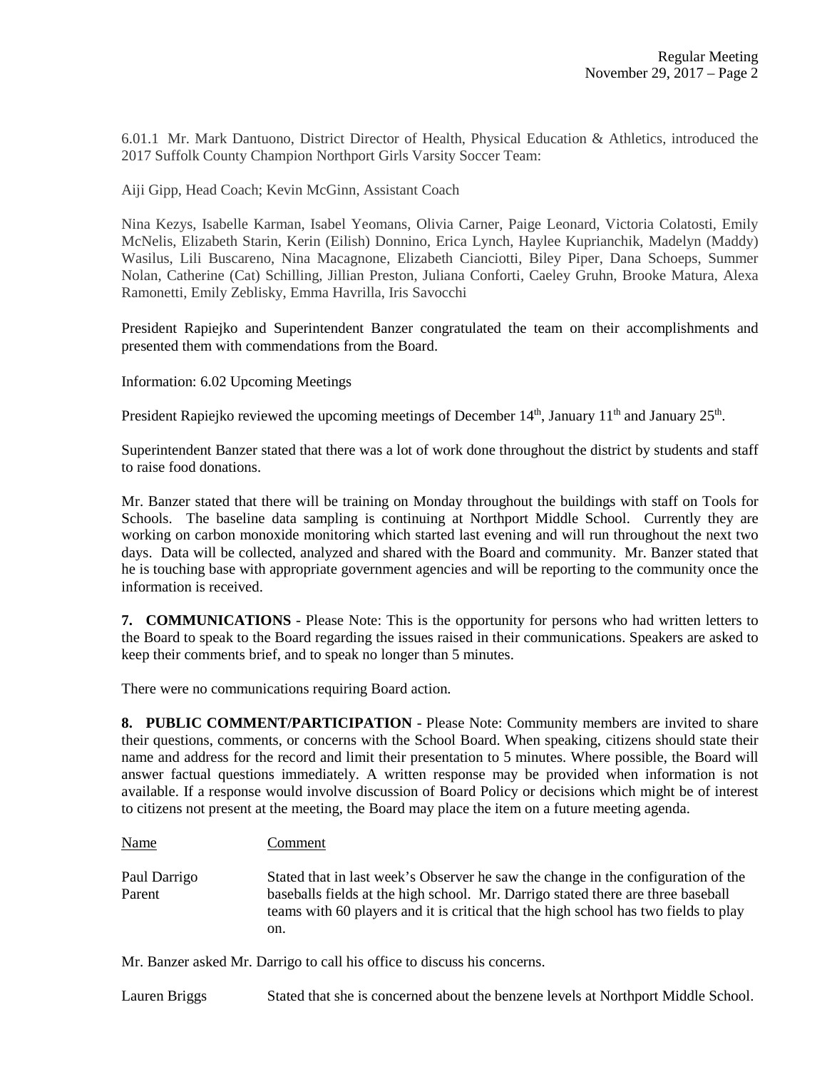6.01.1 Mr. Mark Dantuono, District Director of Health, Physical Education & Athletics, introduced the 2017 Suffolk County Champion Northport Girls Varsity Soccer Team:

Aiji Gipp, Head Coach; Kevin McGinn, Assistant Coach

Nina Kezys, Isabelle Karman, Isabel Yeomans, Olivia Carner, Paige Leonard, Victoria Colatosti, Emily McNelis, Elizabeth Starin, Kerin (Eilish) Donnino, Erica Lynch, Haylee Kuprianchik, Madelyn (Maddy) Wasilus, Lili Buscareno, Nina Macagnone, Elizabeth Cianciotti, Biley Piper, Dana Schoeps, Summer Nolan, Catherine (Cat) Schilling, Jillian Preston, Juliana Conforti, Caeley Gruhn, Brooke Matura, Alexa Ramonetti, Emily Zeblisky, Emma Havrilla, Iris Savocchi

President Rapiejko and Superintendent Banzer congratulated the team on their accomplishments and presented them with commendations from the Board.

Information: 6.02 Upcoming Meetings

President Rapiejko reviewed the upcoming meetings of December 14th, January 11th and January 25th.

Superintendent Banzer stated that there was a lot of work done throughout the district by students and staff to raise food donations.

Mr. Banzer stated that there will be training on Monday throughout the buildings with staff on Tools for Schools. The baseline data sampling is continuing at Northport Middle School. Currently they are working on carbon monoxide monitoring which started last evening and will run throughout the next two days. Data will be collected, analyzed and shared with the Board and community. Mr. Banzer stated that he is touching base with appropriate government agencies and will be reporting to the community once the information is received.

**7. COMMUNICATIONS** - Please Note: This is the opportunity for persons who had written letters to the Board to speak to the Board regarding the issues raised in their communications. Speakers are asked to keep their comments brief, and to speak no longer than 5 minutes.

There were no communications requiring Board action.

**8. PUBLIC COMMENT/PARTICIPATION** - Please Note: Community members are invited to share their questions, comments, or concerns with the School Board. When speaking, citizens should state their name and address for the record and limit their presentation to 5 minutes. Where possible, the Board will answer factual questions immediately. A written response may be provided when information is not available. If a response would involve discussion of Board Policy or decisions which might be of interest to citizens not present at the meeting, the Board may place the item on a future meeting agenda.

| Name | Comment |
|---|---|
| Paul Darrigo<br>Parent | Stated that in last week's Observer he saw the change in the configuration of the baseballs fields at the high school. Mr. Darrigo stated there are three baseball teams with 60 players and it is critical that the high school has two fields to play on. |

Mr. Banzer asked Mr. Darrigo to call his office to discuss his concerns.

| Name | Comment |
|---|---|
| Lauren Briggs | Stated that she is concerned about the benzene levels at Northport Middle School. |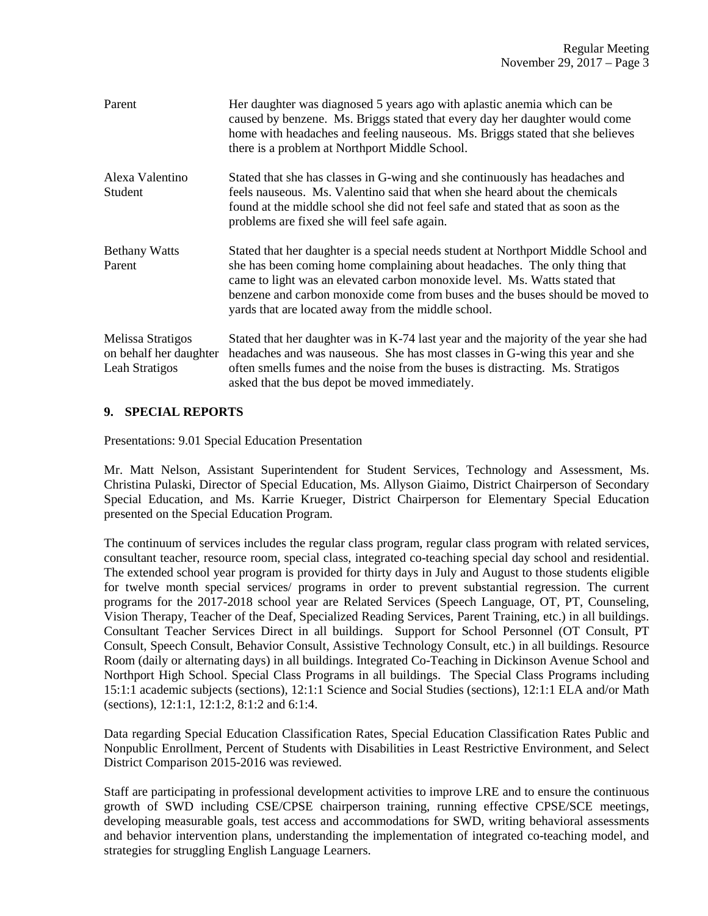| | |
|---|---|
| Parent | Her daughter was diagnosed 5 years ago with aplastic anemia which can be caused by benzene. Ms. Briggs stated that every day her daughter would come home with headaches and feeling nauseous. Ms. Briggs stated that she believes there is a problem at Northport Middle School. |
| Alexa Valentino<br>Student | Stated that she has classes in G-wing and she continuously has headaches and feels nauseous. Ms. Valentino said that when she heard about the chemicals found at the middle school she did not feel safe and stated that as soon as the problems are fixed she will feel safe again. |
| Bethany Watts<br>Parent | Stated that her daughter is a special needs student at Northport Middle School and she has been coming home complaining about headaches. The only thing that came to light was an elevated carbon monoxide level. Ms. Watts stated that benzene and carbon monoxide come from buses and the buses should be moved to yards that are located away from the middle school. |
| Melissa Stratigos<br>on behalf her daughter<br>Leah Stratigos | Stated that her daughter was in K-74 last year and the majority of the year she had headaches and was nauseous. She has most classes in G-wing this year and she often smells fumes and the noise from the buses is distracting. Ms. Stratigos asked that the bus depot be moved immediately. |

## 9. SPECIAL REPORTS

Presentations: 9.01 Special Education Presentation

Mr. Matt Nelson, Assistant Superintendent for Student Services, Technology and Assessment, Ms. Christina Pulaski, Director of Special Education, Ms. Allyson Giaimo, District Chairperson of Secondary Special Education, and Ms. Karrie Krueger, District Chairperson for Elementary Special Education presented on the Special Education Program.

The continuum of services includes the regular class program, regular class program with related services, consultant teacher, resource room, special class, integrated co-teaching special day school and residential. The extended school year program is provided for thirty days in July and August to those students eligible for twelve month special services/ programs in order to prevent substantial regression. The current programs for the 2017-2018 school year are Related Services (Speech Language, OT, PT, Counseling, Vision Therapy, Teacher of the Deaf, Specialized Reading Services, Parent Training, etc.) in all buildings. Consultant Teacher Services Direct in all buildings. Support for School Personnel (OT Consult, PT Consult, Speech Consult, Behavior Consult, Assistive Technology Consult, etc.) in all buildings. Resource Room (daily or alternating days) in all buildings. Integrated Co-Teaching in Dickinson Avenue School and Northport High School. Special Class Programs in all buildings. The Special Class Programs including 15:1:1 academic subjects (sections), 12:1:1 Science and Social Studies (sections), 12:1:1 ELA and/or Math (sections), 12:1:1, 12:1:2, 8:1:2 and 6:1:4.

Data regarding Special Education Classification Rates, Special Education Classification Rates Public and Nonpublic Enrollment, Percent of Students with Disabilities in Least Restrictive Environment, and Select District Comparison 2015-2016 was reviewed.

Staff are participating in professional development activities to improve LRE and to ensure the continuous growth of SWD including CSE/CPSE chairperson training, running effective CPSE/SCE meetings, developing measurable goals, test access and accommodations for SWD, writing behavioral assessments and behavior intervention plans, understanding the implementation of integrated co-teaching model, and strategies for struggling English Language Learners.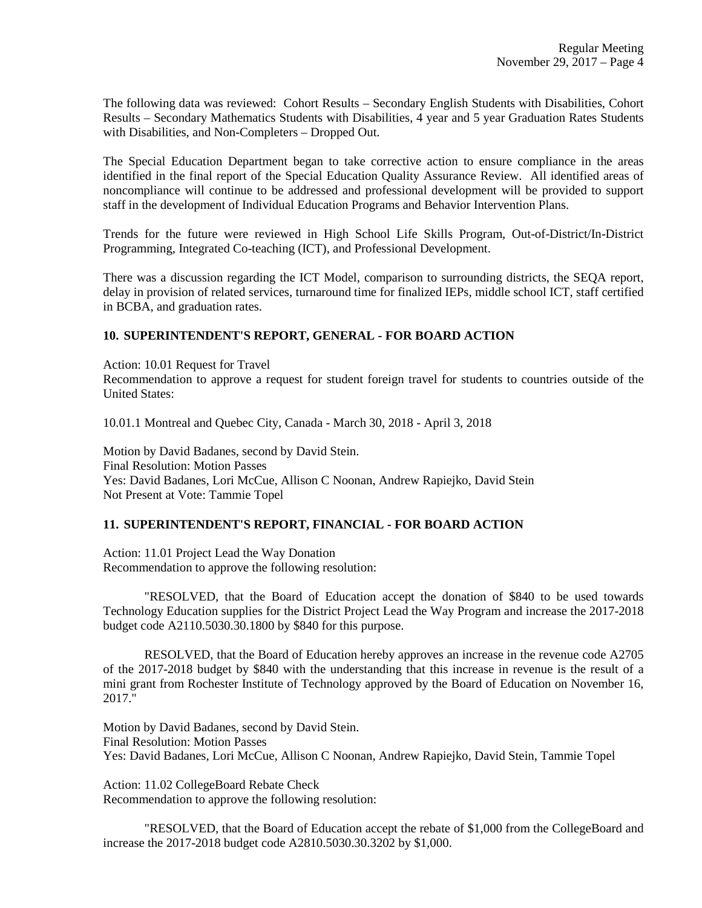The following data was reviewed: Cohort Results – Secondary English Students with Disabilities, Cohort Results – Secondary Mathematics Students with Disabilities, 4 year and 5 year Graduation Rates Students with Disabilities, and Non-Completers – Dropped Out.

The Special Education Department began to take corrective action to ensure compliance in the areas identified in the final report of the Special Education Quality Assurance Review. All identified areas of noncompliance will continue to be addressed and professional development will be provided to support staff in the development of Individual Education Programs and Behavior Intervention Plans.

Trends for the future were reviewed in High School Life Skills Program, Out-of-District/In-District Programming, Integrated Co-teaching (ICT), and Professional Development.

There was a discussion regarding the ICT Model, comparison to surrounding districts, the SEQA report, delay in provision of related services, turnaround time for finalized IEPs, middle school ICT, staff certified in BCBA, and graduation rates.

## 10. SUPERINTENDENT'S REPORT, GENERAL - FOR BOARD ACTION

Action: 10.01 Request for Travel
Recommendation to approve a request for student foreign travel for students to countries outside of the United States:

10.01.1 Montreal and Quebec City, Canada - March 30, 2018 - April 3, 2018

Motion by David Badanes, second by David Stein.
Final Resolution: Motion Passes
Yes: David Badanes, Lori McCue, Allison C Noonan, Andrew Rapiejko, David Stein
Not Present at Vote: Tammie Topel

## 11. SUPERINTENDENT'S REPORT, FINANCIAL - FOR BOARD ACTION

Action: 11.01 Project Lead the Way Donation
Recommendation to approve the following resolution:

"RESOLVED, that the Board of Education accept the donation of $840 to be used towards Technology Education supplies for the District Project Lead the Way Program and increase the 2017-2018 budget code A2110.5030.30.1800 by $840 for this purpose.

RESOLVED, that the Board of Education hereby approves an increase in the revenue code A2705 of the 2017-2018 budget by $840 with the understanding that this increase in revenue is the result of a mini grant from Rochester Institute of Technology approved by the Board of Education on November 16, 2017."

Motion by David Badanes, second by David Stein.
Final Resolution: Motion Passes
Yes: David Badanes, Lori McCue, Allison C Noonan, Andrew Rapiejko, David Stein, Tammie Topel

Action: 11.02 CollegeBoard Rebate Check
Recommendation to approve the following resolution:

"RESOLVED, that the Board of Education accept the rebate of $1,000 from the CollegeBoard and increase the 2017-2018 budget code A2810.5030.30.3202 by $1,000.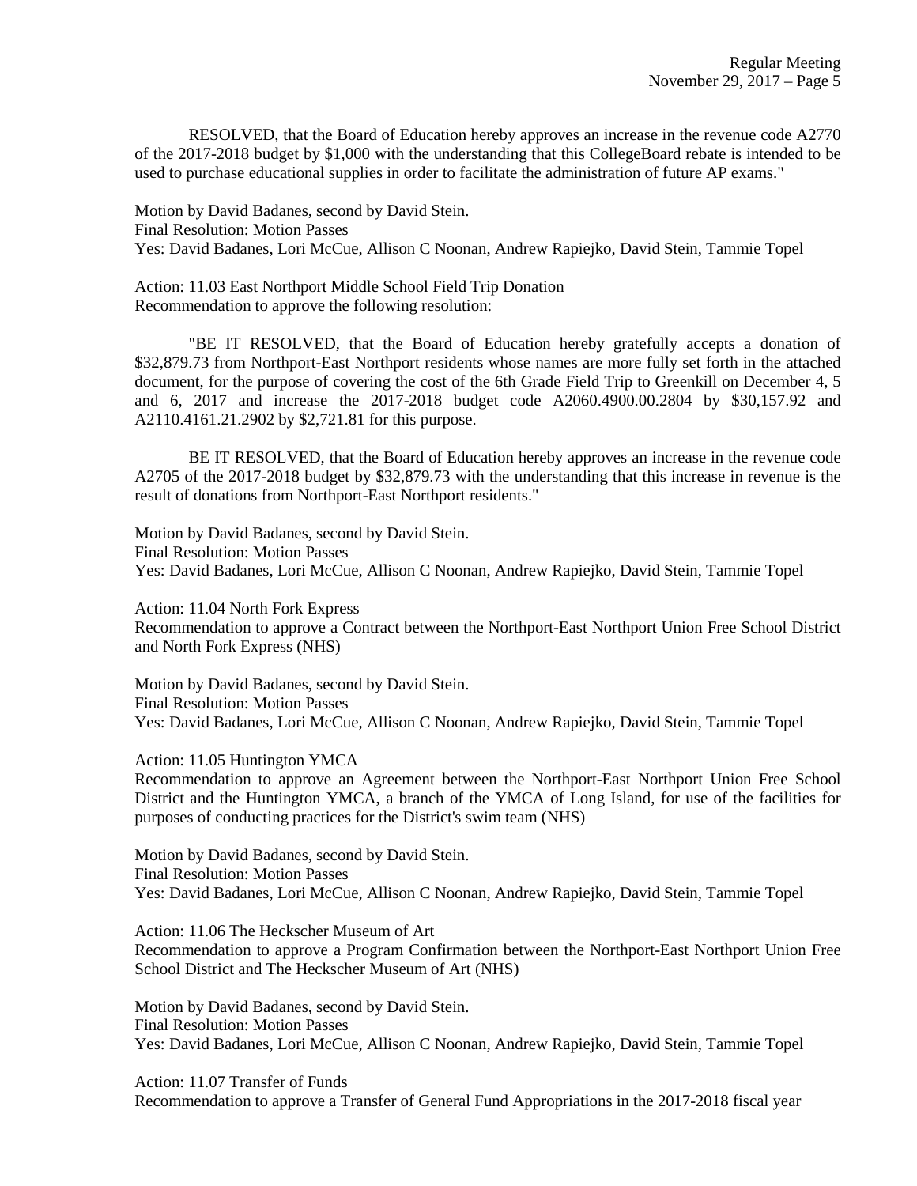RESOLVED, that the Board of Education hereby approves an increase in the revenue code A2770 of the 2017-2018 budget by $1,000 with the understanding that this CollegeBoard rebate is intended to be used to purchase educational supplies in order to facilitate the administration of future AP exams."

Motion by David Badanes, second by David Stein.
Final Resolution: Motion Passes
Yes: David Badanes, Lori McCue, Allison C Noonan, Andrew Rapiejko, David Stein, Tammie Topel

Action: 11.03 East Northport Middle School Field Trip Donation
Recommendation to approve the following resolution:

"BE IT RESOLVED, that the Board of Education hereby gratefully accepts a donation of $32,879.73 from Northport-East Northport residents whose names are more fully set forth in the attached document, for the purpose of covering the cost of the 6th Grade Field Trip to Greenkill on December 4, 5 and 6, 2017 and increase the 2017-2018 budget code A2060.4900.00.2804 by $30,157.92 and A2110.4161.21.2902 by $2,721.81 for this purpose.

BE IT RESOLVED, that the Board of Education hereby approves an increase in the revenue code A2705 of the 2017-2018 budget by $32,879.73 with the understanding that this increase in revenue is the result of donations from Northport-East Northport residents."

Motion by David Badanes, second by David Stein.
Final Resolution: Motion Passes
Yes: David Badanes, Lori McCue, Allison C Noonan, Andrew Rapiejko, David Stein, Tammie Topel

Action: 11.04 North Fork Express
Recommendation to approve a Contract between the Northport-East Northport Union Free School District and North Fork Express (NHS)

Motion by David Badanes, second by David Stein.
Final Resolution: Motion Passes
Yes: David Badanes, Lori McCue, Allison C Noonan, Andrew Rapiejko, David Stein, Tammie Topel

Action: 11.05 Huntington YMCA
Recommendation to approve an Agreement between the Northport-East Northport Union Free School District and the Huntington YMCA, a branch of the YMCA of Long Island, for use of the facilities for purposes of conducting practices for the District's swim team (NHS)

Motion by David Badanes, second by David Stein.
Final Resolution: Motion Passes
Yes: David Badanes, Lori McCue, Allison C Noonan, Andrew Rapiejko, David Stein, Tammie Topel

Action: 11.06 The Heckscher Museum of Art
Recommendation to approve a Program Confirmation between the Northport-East Northport Union Free School District and The Heckscher Museum of Art (NHS)

Motion by David Badanes, second by David Stein.
Final Resolution: Motion Passes
Yes: David Badanes, Lori McCue, Allison C Noonan, Andrew Rapiejko, David Stein, Tammie Topel

Action: 11.07 Transfer of Funds
Recommendation to approve a Transfer of General Fund Appropriations in the 2017-2018 fiscal year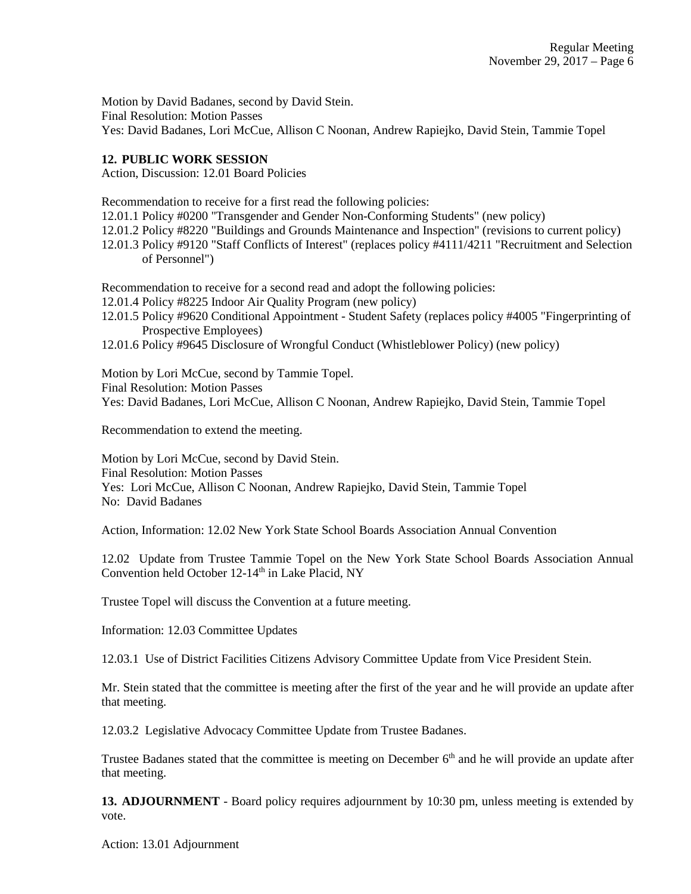Motion by David Badanes, second by David Stein.
Final Resolution: Motion Passes
Yes: David Badanes, Lori McCue, Allison C Noonan, Andrew Rapiejko, David Stein, Tammie Topel

**12. PUBLIC WORK SESSION**
Action, Discussion: 12.01 Board Policies

Recommendation to receive for a first read the following policies:
12.01.1 Policy #0200 "Transgender and Gender Non-Conforming Students" (new policy)
12.01.2 Policy #8220 "Buildings and Grounds Maintenance and Inspection" (revisions to current policy)
12.01.3 Policy #9120 "Staff Conflicts of Interest" (replaces policy #4111/4211 "Recruitment and Selection of Personnel")

Recommendation to receive for a second read and adopt the following policies:
12.01.4 Policy #8225 Indoor Air Quality Program (new policy)
12.01.5 Policy #9620 Conditional Appointment - Student Safety (replaces policy #4005 "Fingerprinting of Prospective Employees)
12.01.6 Policy #9645 Disclosure of Wrongful Conduct (Whistleblower Policy) (new policy)

Motion by Lori McCue, second by Tammie Topel.
Final Resolution: Motion Passes
Yes: David Badanes, Lori McCue, Allison C Noonan, Andrew Rapiejko, David Stein, Tammie Topel

Recommendation to extend the meeting.

Motion by Lori McCue, second by David Stein.
Final Resolution: Motion Passes
Yes: Lori McCue, Allison C Noonan, Andrew Rapiejko, David Stein, Tammie Topel
No: David Badanes

Action, Information: 12.02 New York State School Boards Association Annual Convention

12.02 Update from Trustee Tammie Topel on the New York State School Boards Association Annual Convention held October 12-14th in Lake Placid, NY

Trustee Topel will discuss the Convention at a future meeting.

Information: 12.03 Committee Updates

12.03.1 Use of District Facilities Citizens Advisory Committee Update from Vice President Stein.

Mr. Stein stated that the committee is meeting after the first of the year and he will provide an update after that meeting.

12.03.2 Legislative Advocacy Committee Update from Trustee Badanes.

Trustee Badanes stated that the committee is meeting on December 6th and he will provide an update after that meeting.

**13. ADJOURNMENT** - Board policy requires adjournment by 10:30 pm, unless meeting is extended by vote.

Action: 13.01 Adjournment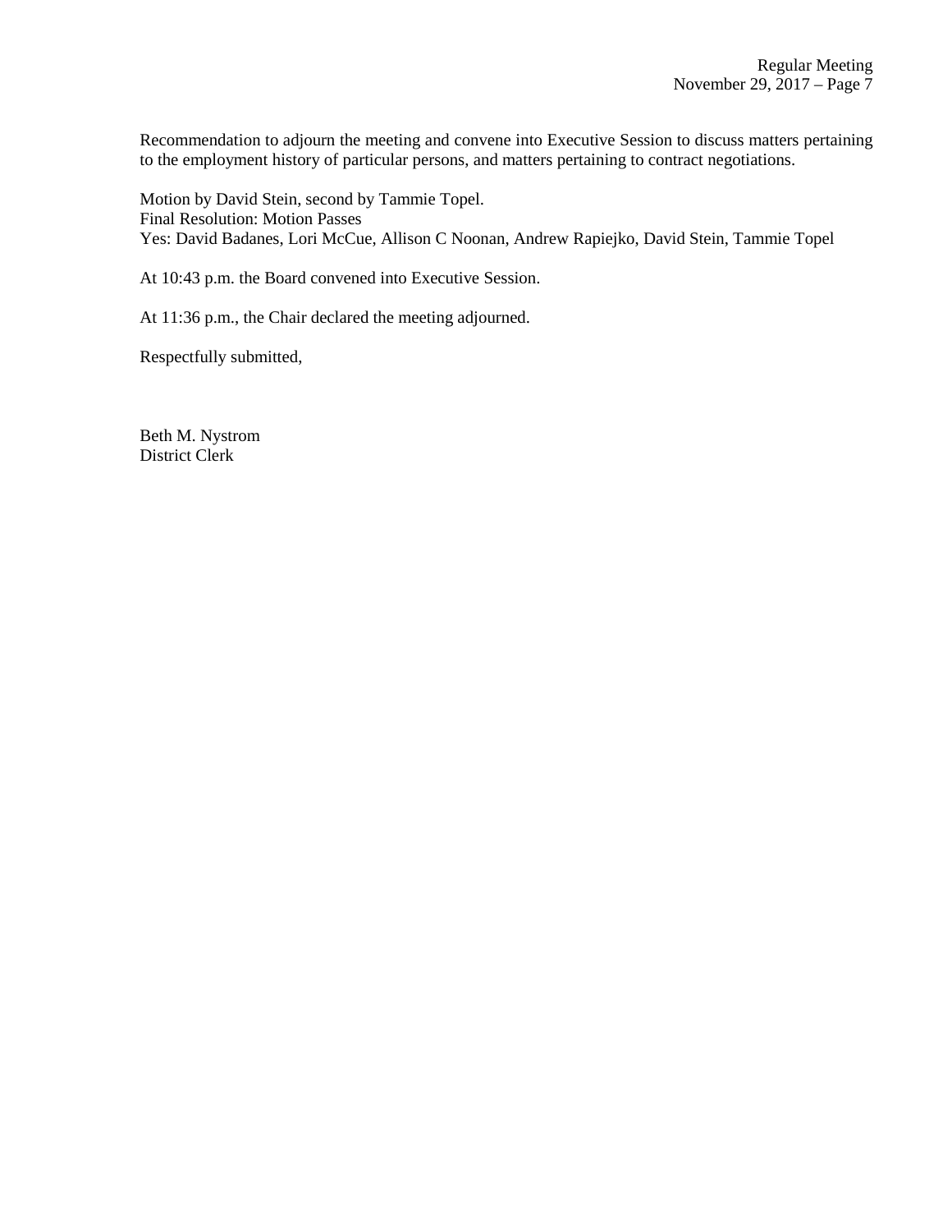Recommendation to adjourn the meeting and convene into Executive Session to discuss matters pertaining to the employment history of particular persons, and matters pertaining to contract negotiations.

Motion by David Stein, second by Tammie Topel.
Final Resolution: Motion Passes
Yes: David Badanes, Lori McCue, Allison C Noonan, Andrew Rapiejko, David Stein, Tammie Topel

At 10:43 p.m. the Board convened into Executive Session.

At 11:36 p.m., the Chair declared the meeting adjourned.

Respectfully submitted,

Beth M. Nystrom
District Clerk